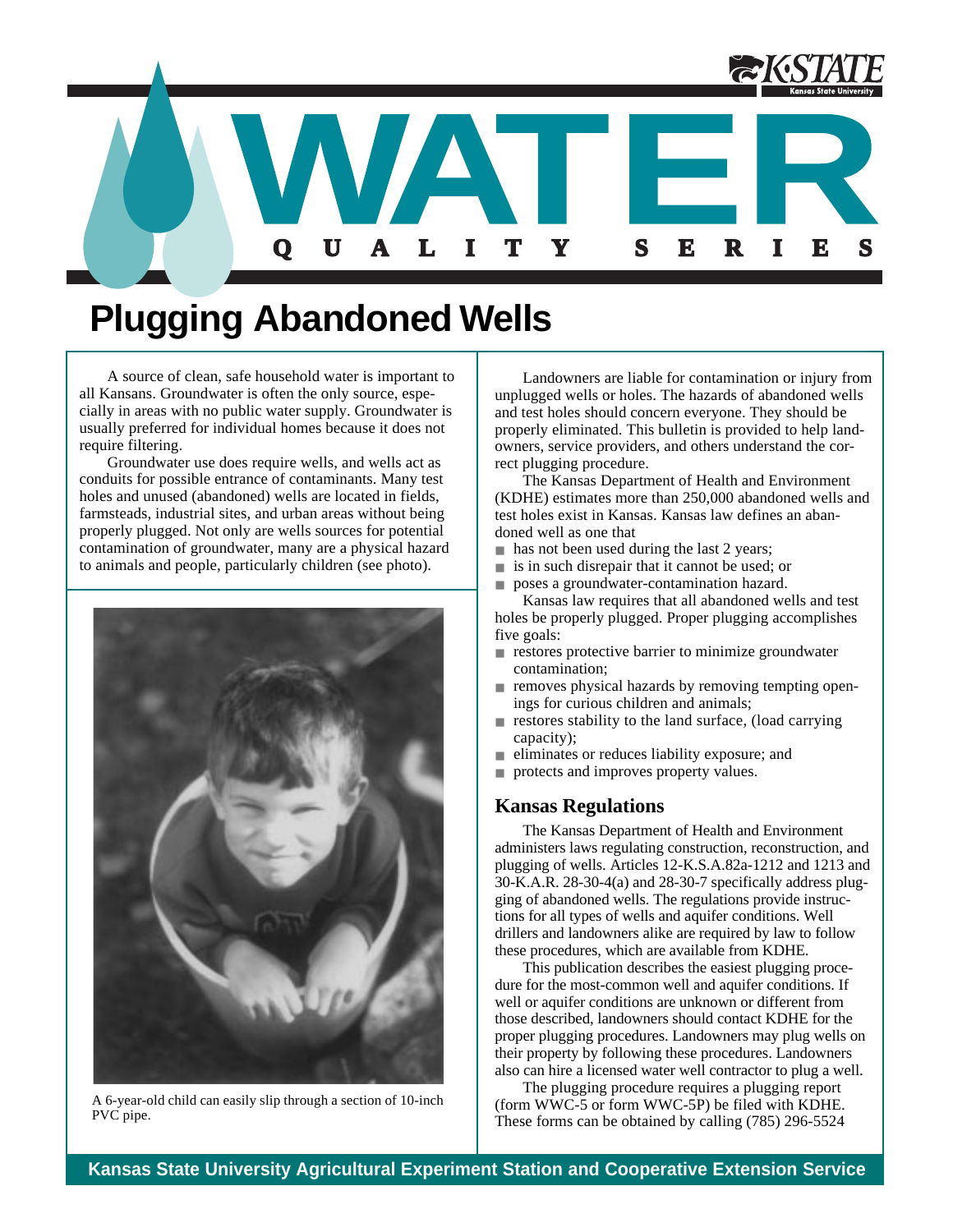# Plugging Abandoned Wells

A source of clean, safe household water is important to all Kansans. Groundwater is often the only source, especially in areas with no public water supply. Groundwater is usually preferred for individual homes because it does not require filtering.

Groundwater use does require wells, and wells act as conduits for possible entrance of contaminants. Many test holes and unused (abandoned) wells are located in fields, farmsteads, industrial sites, and urban areas without being properly plugged. Not only are wells sources for potential contamination of groundwater, many are a physical hazard to animals and people, particularly children (see photo).

A 6-year-old child can easily slip through a section of 10-inch PVC pipe.

Landowners are liable for contamination or injury from unplugged wells or holes. The hazards of abandoned wells and test holes should concern everyone. They should be properly eliminated. This bulletin is provided to help landowners, service providers, and others understand the correct plugging procedure.

The Kansas Department of Health and Environment (KDHE) estimates more than 250,000 abandoned wells and test holes exist in Kansas. Kansas law defines an abandoned well as one that

- has not been used during the last 2 years;
- is in such disrepair that it cannot be used; or
- poses a groundwater-contamination hazard.

Kansas law requires that all abandoned wells and test holes be properly plugged. Proper plugging accomplishes five goals:

- restores protective barrier to minimize groundwater contamination;
- removes physical hazards by removing tempting openings for curious children and animals;
- restores stability to the land surface, (load carrying capacity);
- eliminates or reduces liability exposure; and
- protects and improves property values.

## Kansas Regulations

The Kansas Department of Health and Environment administers laws regulating construction, reconstruction, and plugging of wells. Articles 12-K.S.A.82a-1212 and 1213 and 30-K.A.R. 28-30-4(a) and 28-30-7 specifically address plugging of abandoned wells. The regulations provide instructions for all types of wells and aquifer conditions. Well drillers and landowners alike are required by law to follow these procedures, which are available from KDHE.

This publication describes the easiest plugging procedure for the most-common well and aquifer conditions. If well or aquifer conditions are unknown or different from those described, landowners should contact KDHE for the proper plugging procedures. Landowners may plug wells on their property by following these procedures. Landowners also can hire a licensed water well contractor to plug a well.

The plugging procedure requires a plugging report (form WWC-5 or form WWC-5P) be filed with KDHE. These forms can be obtained by calling (785) 296-5524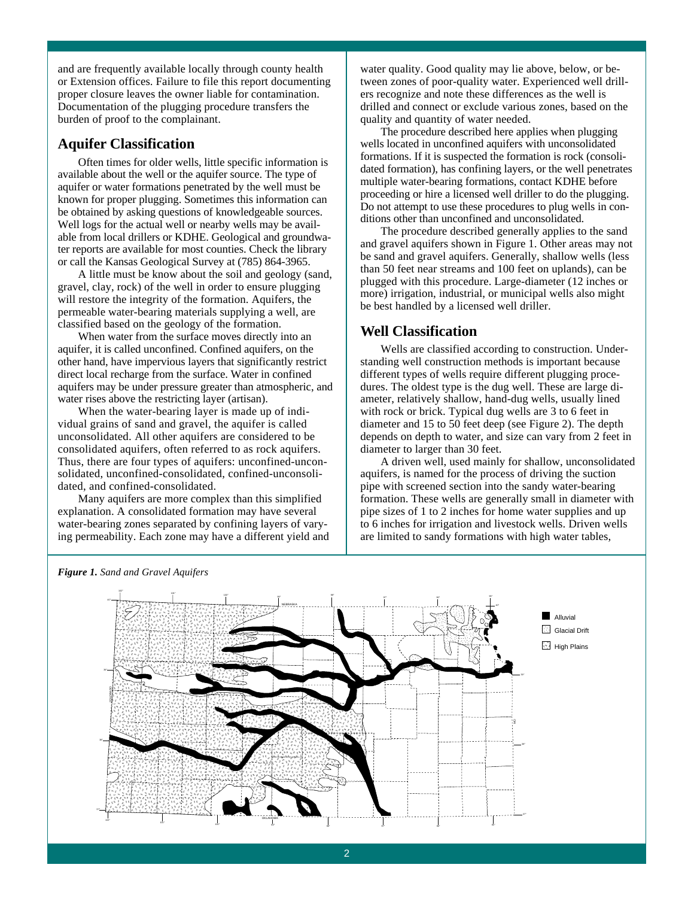and are frequently available locally through county health or Extension offices. Failure to file this report documenting proper closure leaves the owner liable for contamination. Documentation of the plugging procedure transfers the burden of proof to the complainant.

## Aquifer Classification

Often times for older wells, little specific information is available about the well or the aquifer source. The type of aquifer or water formations penetrated by the well must be known for proper plugging. Sometimes this information can be obtained by asking questions of knowledgeable sources. Well logs for the actual well or nearby wells may be available from local drillers or KDHE. Geological and groundwater reports are available for most counties. Check the library or call the Kansas Geological Survey at (785) 864-3965.

A little must be know about the soil and geology (sand, gravel, clay, rock) of the well in order to ensure plugging will restore the integrity of the formation. Aquifers, the permeable water-bearing materials supplying a well, are classified based on the geology of the formation.

When water from the surface moves directly into an aquifer, it is called unconfined. Confined aquifers, on the other hand, have impervious layers that significantly restrict direct local recharge from the surface. Water in confined aquifers may be under pressure greater than atmospheric, and water rises above the restricting layer (artisan).

When the water-bearing layer is made up of individual grains of sand and gravel, the aquifer is called unconsolidated. All other aquifers are considered to be consolidated aquifers, often referred to as rock aquifers. Thus, there are four types of aquifers: unconfined-unconsolidated, unconfined-consolidated, confined-unconsolidated, and confined-consolidated.

Many aquifers are more complex than this simplified explanation. A consolidated formation may have several water-bearing zones separated by confining layers of varying permeability. Each zone may have a different yield and water quality. Good quality may lie above, below, or between zones of poor-quality water. Experienced well drillers recognize and note these differences as the well is drilled and connect or exclude various zones, based on the quality and quantity of water needed.

The procedure described here applies when plugging wells located in unconfined aquifers with unconsolidated formations. If it is suspected the formation is rock (consolidated formation), has confining layers, or the well penetrates multiple water-bearing formations, contact KDHE before proceeding or hire a licensed well driller to do the plugging. Do not attempt to use these procedures to plug wells in conditions other than unconfined and unconsolidated.

The procedure described generally applies to the sand and gravel aquifers shown in Figure 1. Other areas may not be sand and gravel aquifers. Generally, shallow wells (less than 50 feet near streams and 100 feet on uplands), can be plugged with this procedure. Large-diameter (12 inches or more) irrigation, industrial, or municipal wells also might be best handled by a licensed well driller.

## Well Classification

Wells are classified according to construction. Understanding well construction methods is important because different types of wells require different plugging procedures. The oldest type is the dug well. These are large diameter, relatively shallow, hand-dug wells, usually lined with rock or brick. Typical dug wells are 3 to 6 feet in diameter and 15 to 50 feet deep (see Figure 2). The depth depends on depth to water, and size can vary from 2 feet in diameter to larger than 30 feet.

A driven well, used mainly for shallow, unconsolidated aquifers, is named for the process of driving the suction pipe with screened section into the sandy water-bearing formation. These wells are generally small in diameter with pipe sizes of 1 to 2 inches for home water supplies and up to 6 inches for irrigation and livestock wells. Driven wells are limited to sandy formations with high water tables,

*Figure 1. Sand and Gravel Aquifers*

Alluvial
Glacial Drift
High Plains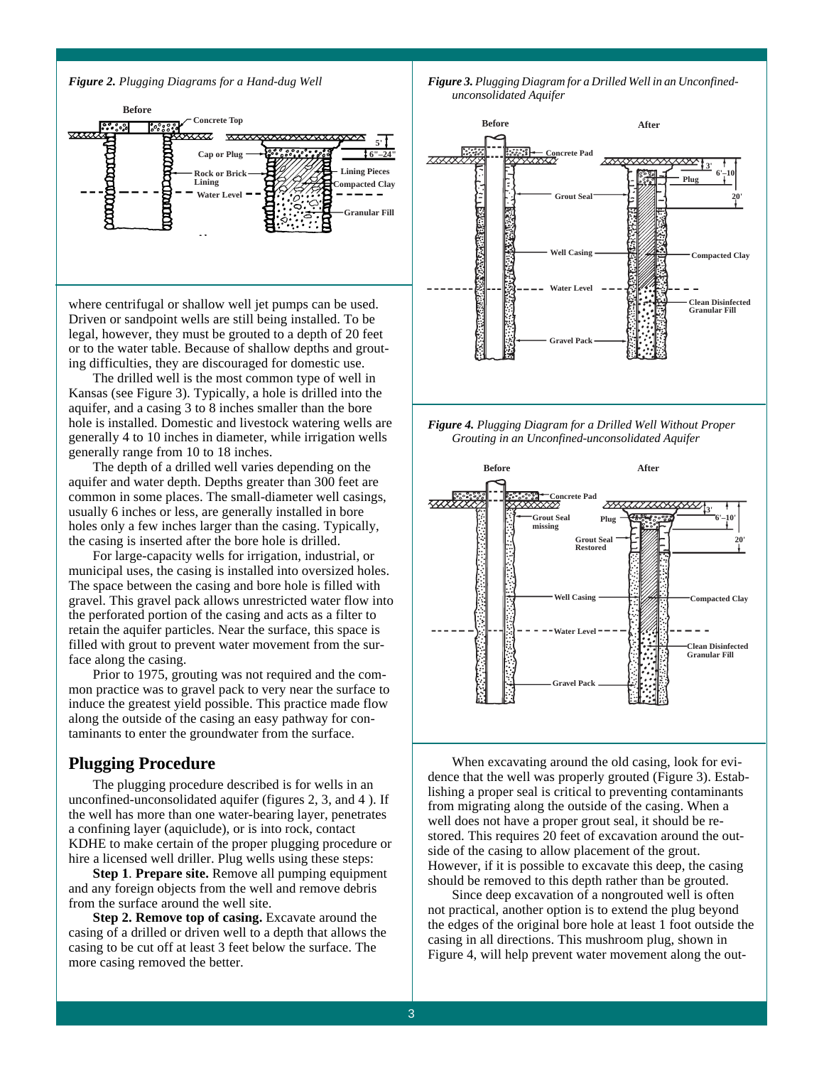*Figure 2. Plugging Diagrams for a Hand-dug Well*

Before

Concrete Top

Cap or Plug

Rock or Brick Lining

Water Level

5'

6"–24"

Lining Pieces

Compacted Clay

Granular Fill

*Figure 3. Plugging Diagram for a Drilled Well in an Unconfined-unconsolidated Aquifer*

Before

After

Concrete Pad

Grout Seal

Well Casing

Water Level

Gravel Pack

3'

6'–10

Plug

20'

Compacted Clay

Clean Disinfected Granular Fill

*Figure 4. Plugging Diagram for a Drilled Well Without Proper Grouting in an Unconfined-unconsolidated Aquifer*

Before

After

Concrete Pad

Grout Seal missing

Plug

Grout Seal Restored

Well Casing

Water Level

Gravel Pack

3'

6'–10'

20'

Compacted Clay

Clean Disinfected Granular Fill

where centrifugal or shallow well jet pumps can be used. Driven or sandpoint wells are still being installed. To be legal, however, they must be grouted to a depth of 20 feet or to the water table. Because of shallow depths and grouting difficulties, they are discouraged for domestic use.

The drilled well is the most common type of well in Kansas (see Figure 3). Typically, a hole is drilled into the aquifer, and a casing 3 to 8 inches smaller than the bore hole is installed. Domestic and livestock watering wells are generally 4 to 10 inches in diameter, while irrigation wells generally range from 10 to 18 inches.

The depth of a drilled well varies depending on the aquifer and water depth. Depths greater than 300 feet are common in some places. The small-diameter well casings, usually 6 inches or less, are generally installed in bore holes only a few inches larger than the casing. Typically, the casing is inserted after the bore hole is drilled.

For large-capacity wells for irrigation, industrial, or municipal uses, the casing is installed into oversized holes. The space between the casing and bore hole is filled with gravel. This gravel pack allows unrestricted water flow into the perforated portion of the casing and acts as a filter to retain the aquifer particles. Near the surface, this space is filled with grout to prevent water movement from the surface along the casing.

Prior to 1975, grouting was not required and the common practice was to gravel pack to very near the surface to induce the greatest yield possible. This practice made flow along the outside of the casing an easy pathway for contaminants to enter the groundwater from the surface.

## Plugging Procedure

The plugging procedure described is for wells in an unconfined-unconsolidated aquifer (figures 2, 3, and 4 ). If the well has more than one water-bearing layer, penetrates a confining layer (aquiclude), or is into rock, contact KDHE to make certain of the proper plugging procedure or hire a licensed well driller. Plug wells using these steps:

**Step 1**. **Prepare site.** Remove all pumping equipment and any foreign objects from the well and remove debris from the surface around the well site.

**Step 2. Remove top of casing.** Excavate around the casing of a drilled or driven well to a depth that allows the casing to be cut off at least 3 feet below the surface. The more casing removed the better.

When excavating around the old casing, look for evidence that the well was properly grouted (Figure 3). Establishing a proper seal is critical to preventing contaminants from migrating along the outside of the casing. When a well does not have a proper grout seal, it should be restored. This requires 20 feet of excavation around the outside of the casing to allow placement of the grout. However, if it is possible to excavate this deep, the casing should be removed to this depth rather than be grouted.

Since deep excavation of a nongrouted well is often not practical, another option is to extend the plug beyond the edges of the original bore hole at least 1 foot outside the casing in all directions. This mushroom plug, shown in Figure 4, will help prevent water movement along the out-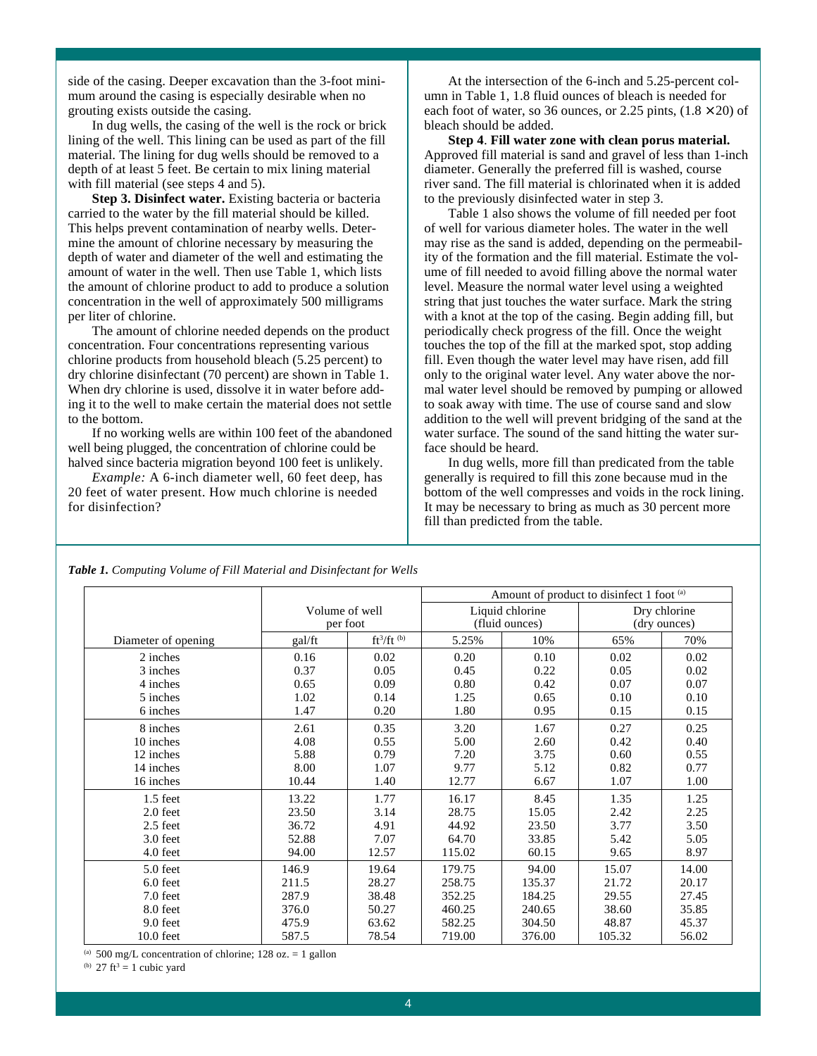side of the casing. Deeper excavation than the 3-foot minimum around the casing is especially desirable when no grouting exists outside the casing.

In dug wells, the casing of the well is the rock or brick lining of the well. This lining can be used as part of the fill material. The lining for dug wells should be removed to a depth of at least 5 feet. Be certain to mix lining material with fill material (see steps 4 and 5).

**Step 3. Disinfect water.** Existing bacteria or bacteria carried to the water by the fill material should be killed. This helps prevent contamination of nearby wells. Determine the amount of chlorine necessary by measuring the depth of water and diameter of the well and estimating the amount of water in the well. Then use Table 1, which lists the amount of chlorine product to add to produce a solution concentration in the well of approximately 500 milligrams per liter of chlorine.

The amount of chlorine needed depends on the product concentration. Four concentrations representing various chlorine products from household bleach (5.25 percent) to dry chlorine disinfectant (70 percent) are shown in Table 1. When dry chlorine is used, dissolve it in water before adding it to the well to make certain the material does not settle to the bottom.

If no working wells are within 100 feet of the abandoned well being plugged, the concentration of chlorine could be halved since bacteria migration beyond 100 feet is unlikely.

*Example:* A 6-inch diameter well, 60 feet deep, has 20 feet of water present. How much chlorine is needed for disinfection?

At the intersection of the 6-inch and 5.25-percent column in Table 1, 1.8 fluid ounces of bleach is needed for each foot of water, so 36 ounces, or 2.25 pints, $(1.8 \times 20)$ of bleach should be added.

**Step 4**. **Fill water zone with clean porus material.** Approved fill material is sand and gravel of less than 1-inch diameter. Generally the preferred fill is washed, course river sand. The fill material is chlorinated when it is added to the previously disinfected water in step 3.

Table 1 also shows the volume of fill needed per foot of well for various diameter holes. The water in the well may rise as the sand is added, depending on the permeability of the formation and the fill material. Estimate the volume of fill needed to avoid filling above the normal water level. Measure the normal water level using a weighted string that just touches the water surface. Mark the string with a knot at the top of the casing. Begin adding fill, but periodically check progress of the fill. Once the weight touches the top of the fill at the marked spot, stop adding fill. Even though the water level may have risen, add fill only to the original water level. Any water above the normal water level should be removed by pumping or allowed to soak away with time. The use of course sand and slow addition to the well will prevent bridging of the sand at the water surface. The sound of the sand hitting the water surface should be heard.

In dug wells, more fill than predicated from the table generally is required to fill this zone because mud in the bottom of the well compresses and voids in the rock lining. It may be necessary to bring as much as 30 percent more fill than predicted from the table.

***Table 1.*** *Computing Volume of Fill Material and Disinfectant for Wells*

| | Volume of well per foot | | Amount of product to disinfect 1 foot [a] | | | |
|---|---|---|---|---|---|---|
| | | | Liquid chlorine (fluid ounces) | | Dry chlorine (dry ounces) | |
| Diameter of opening | gal/ft | $ft^3/ft$ [b] | 5.25% | 10% | 65% | 70% |
| 2 inches | 0.16 | 0.02 | 0.20 | 0.10 | 0.02 | 0.02 |
| 3 inches | 0.37 | 0.05 | 0.45 | 0.22 | 0.05 | 0.02 |
| 4 inches | 0.65 | 0.09 | 0.80 | 0.42 | 0.07 | 0.07 |
| 5 inches | 1.02 | 0.14 | 1.25 | 0.65 | 0.10 | 0.10 |
| 6 inches | 1.47 | 0.20 | 1.80 | 0.95 | 0.15 | 0.15 |
| 8 inches | 2.61 | 0.35 | 3.20 | 1.67 | 0.27 | 0.25 |
| 10 inches | 4.08 | 0.55 | 5.00 | 2.60 | 0.42 | 0.40 |
| 12 inches | 5.88 | 0.79 | 7.20 | 3.75 | 0.60 | 0.55 |
| 14 inches | 8.00 | 1.07 | 9.77 | 5.12 | 0.82 | 0.77 |
| 16 inches | 10.44 | 1.40 | 12.77 | 6.67 | 1.07 | 1.00 |
| 1.5 feet | 13.22 | 1.77 | 16.17 | 8.45 | 1.35 | 1.25 |
| 2.0 feet | 23.50 | 3.14 | 28.75 | 15.05 | 2.42 | 2.25 |
| 2.5 feet | 36.72 | 4.91 | 44.92 | 23.50 | 3.77 | 3.50 |
| 3.0 feet | 52.88 | 7.07 | 64.70 | 33.85 | 5.42 | 5.05 |
| 4.0 feet | 94.00 | 12.57 | 115.02 | 60.15 | 9.65 | 8.97 |
| 5.0 feet | 146.9 | 19.64 | 179.75 | 94.00 | 15.07 | 14.00 |
| 6.0 feet | 211.5 | 28.27 | 258.75 | 135.37 | 21.72 | 20.17 |
| 7.0 feet | 287.9 | 38.48 | 352.25 | 184.25 | 29.55 | 27.45 |
| 8.0 feet | 376.0 | 50.27 | 460.25 | 240.65 | 38.60 | 35.85 |
| 9.0 feet | 475.9 | 63.62 | 582.25 | 304.50 | 48.87 | 45.37 |
| 10.0 feet | 587.5 | 78.54 | 719.00 | 376.00 | 105.32 | 56.02 |

[a] 500 mg/L concentration of chlorine; 128 oz. = 1 gallon

[b] 27 $ft^3$ = 1 cubic yard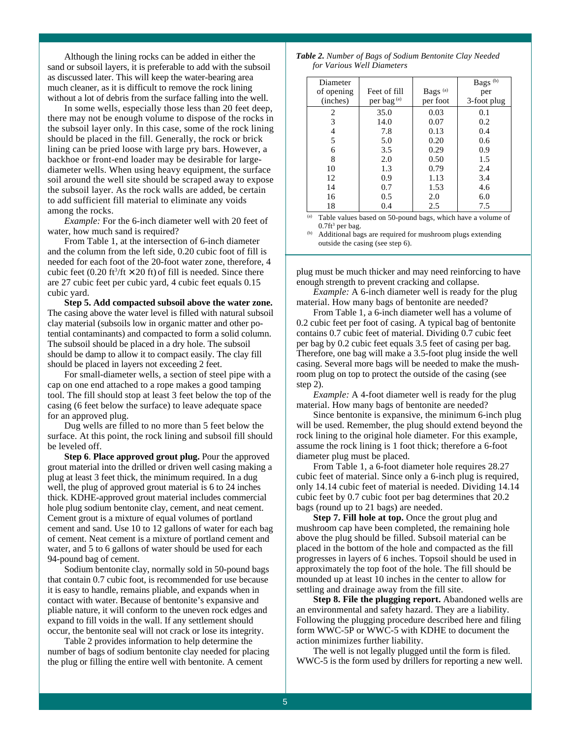Although the lining rocks can be added in either the sand or subsoil layers, it is preferable to add with the subsoil as discussed later. This will keep the water-bearing area much cleaner, as it is difficult to remove the rock lining without a lot of debris from the surface falling into the well.

In some wells, especially those less than 20 feet deep, there may not be enough volume to dispose of the rocks in the subsoil layer only. In this case, some of the rock lining should be placed in the fill. Generally, the rock or brick lining can be pried loose with large pry bars. However, a backhoe or front-end loader may be desirable for large-diameter wells. When using heavy equipment, the surface soil around the well site should be scraped away to expose the subsoil layer. As the rock walls are added, be certain to add sufficient fill material to eliminate any voids among the rocks.

*Example:* For the 6-inch diameter well with 20 feet of water, how much sand is required?

From Table 1, at the intersection of 6-inch diameter and the column from the left side, 0.20 cubic foot of fill is needed for each foot of the 20-foot water zone, therefore, 4 cubic feet ($0.20\ ft^3/ft \times 20\ ft$) of fill is needed. Since there are 27 cubic feet per cubic yard, 4 cubic feet equals 0.15 cubic yard.

**Step 5. Add compacted subsoil above the water zone.** The casing above the water level is filled with natural subsoil clay material (subsoils low in organic matter and other potential contaminants) and compacted to form a solid column. The subsoil should be placed in a dry hole. The subsoil should be damp to allow it to compact easily. The clay fill should be placed in layers not exceeding 2 feet.

For small-diameter wells, a section of steel pipe with a cap on one end attached to a rope makes a good tamping tool. The fill should stop at least 3 feet below the top of the casing (6 feet below the surface) to leave adequate space for an approved plug.

Dug wells are filled to no more than 5 feet below the surface. At this point, the rock lining and subsoil fill should be leveled off.

**Step 6**. **Place approved grout plug.** Pour the approved grout material into the drilled or driven well casing making a plug at least 3 feet thick, the minimum required. In a dug well, the plug of approved grout material is 6 to 24 inches thick. KDHE-approved grout material includes commercial hole plug sodium bentonite clay, cement, and neat cement. Cement grout is a mixture of equal volumes of portland cement and sand. Use 10 to 12 gallons of water for each bag of cement. Neat cement is a mixture of portland cement and water, and 5 to 6 gallons of water should be used for each 94-pound bag of cement.

Sodium bentonite clay, normally sold in 50-pound bags that contain 0.7 cubic foot, is recommended for use because it is easy to handle, remains pliable, and expands when in contact with water. Because of bentonite's expansive and pliable nature, it will conform to the uneven rock edges and expand to fill voids in the wall. If any settlement should occur, the bentonite seal will not crack or lose its integrity.

Table 2 provides information to help determine the number of bags of sodium bentonite clay needed for placing the plug or filling the entire well with bentonite. A cement plug must be much thicker and may need reinforcing to have enough strength to prevent cracking and collapse.

***Table 2.*** *Number of Bags of Sodium Bentonite Clay Needed for Various Well Diameters*

| Diameter of opening (inches) | Feet of fill per bag [a] | Bags [a] per foot | Bags [b] per 3-foot plug |
|---|---|---|---|
| 2 | 35.0 | 0.03 | 0.1 |
| 3 | 14.0 | 0.07 | 0.2 |
| 4 | 7.8 | 0.13 | 0.4 |
| 5 | 5.0 | 0.20 | 0.6 |
| 6 | 3.5 | 0.29 | 0.9 |
| 8 | 2.0 | 0.50 | 1.5 |
| 10 | 1.3 | 0.79 | 2.4 |
| 12 | 0.9 | 1.13 | 3.4 |
| 14 | 0.7 | 1.53 | 4.6 |
| 16 | 0.5 | 2.0 | 6.0 |
| 18 | 0.4 | 2.5 | 7.5 |

[a] Table values based on 50-pound bags, which have a volume of $0.7 ft^3$ per bag.

[b] Additional bags are required for mushroom plugs extending outside the casing (see step 6).

*Example:* A 6-inch diameter well is ready for the plug material. How many bags of bentonite are needed?

From Table 1, a 6-inch diameter well has a volume of 0.2 cubic feet per foot of casing. A typical bag of bentonite contains 0.7 cubic feet of material. Dividing 0.7 cubic feet per bag by 0.2 cubic feet equals 3.5 feet of casing per bag. Therefore, one bag will make a 3.5-foot plug inside the well casing. Several more bags will be needed to make the mushroom plug on top to protect the outside of the casing (see step 2).

*Example:* A 4-foot diameter well is ready for the plug material. How many bags of bentonite are needed?

Since bentonite is expansive, the minimum 6-inch plug will be used. Remember, the plug should extend beyond the rock lining to the original hole diameter. For this example, assume the rock lining is 1 foot thick; therefore a 6-foot diameter plug must be placed.

From Table 1, a 6-foot diameter hole requires 28.27 cubic feet of material. Since only a 6-inch plug is required, only 14.14 cubic feet of material is needed. Dividing 14.14 cubic feet by 0.7 cubic foot per bag determines that 20.2 bags (round up to 21 bags) are needed.

**Step 7. Fill hole at top.** Once the grout plug and mushroom cap have been completed, the remaining hole above the plug should be filled. Subsoil material can be placed in the bottom of the hole and compacted as the fill progresses in layers of 6 inches. Topsoil should be used in approximately the top foot of the hole. The fill should be mounded up at least 10 inches in the center to allow for settling and drainage away from the fill site.

**Step 8. File the plugging report.** Abandoned wells are an environmental and safety hazard. They are a liability. Following the plugging procedure described here and filing form WWC-5P or WWC-5 with KDHE to document the action minimizes further liability.

The well is not legally plugged until the form is filed. WWC-5 is the form used by drillers for reporting a new well.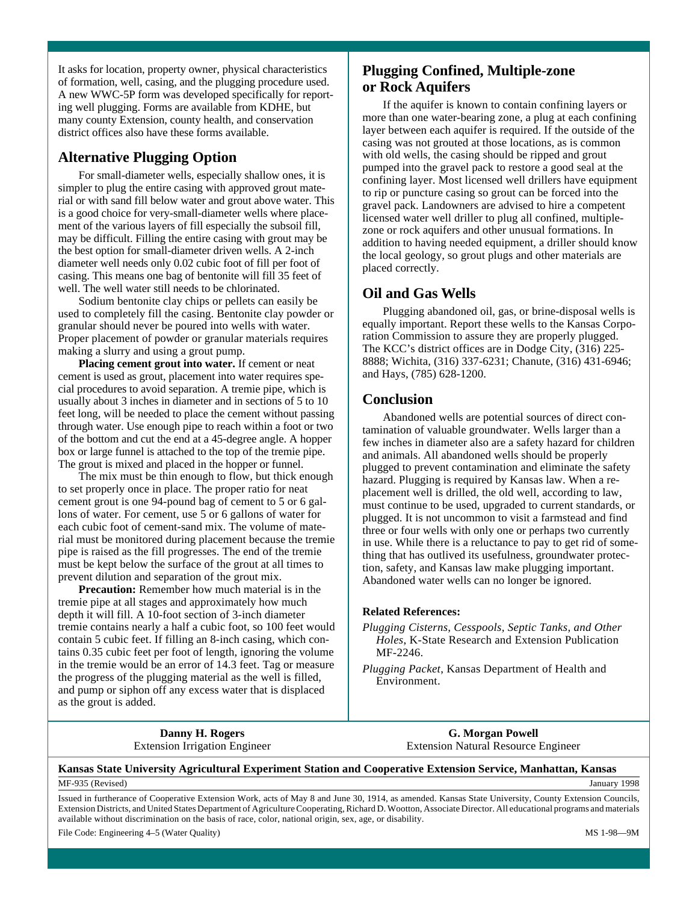It asks for location, property owner, physical characteristics of formation, well, casing, and the plugging procedure used. A new WWC-5P form was developed specifically for reporting well plugging. Forms are available from KDHE, but many county Extension, county health, and conservation district offices also have these forms available.

## Alternative Plugging Option

For small-diameter wells, especially shallow ones, it is simpler to plug the entire casing with approved grout material or with sand fill below water and grout above water. This is a good choice for very-small-diameter wells where placement of the various layers of fill especially the subsoil fill, may be difficult. Filling the entire casing with grout may be the best option for small-diameter driven wells. A 2-inch diameter well needs only 0.02 cubic foot of fill per foot of casing. This means one bag of bentonite will fill 35 feet of well. The well water still needs to be chlorinated.

Sodium bentonite clay chips or pellets can easily be used to completely fill the casing. Bentonite clay powder or granular should never be poured into wells with water. Proper placement of powder or granular materials requires making a slurry and using a grout pump.

**Placing cement grout into water.** If cement or neat cement is used as grout, placement into water requires special procedures to avoid separation. A tremie pipe, which is usually about 3 inches in diameter and in sections of 5 to 10 feet long, will be needed to place the cement without passing through water. Use enough pipe to reach within a foot or two of the bottom and cut the end at a 45-degree angle. A hopper box or large funnel is attached to the top of the tremie pipe. The grout is mixed and placed in the hopper or funnel.

The mix must be thin enough to flow, but thick enough to set properly once in place. The proper ratio for neat cement grout is one 94-pound bag of cement to 5 or 6 gallons of water. For cement, use 5 or 6 gallons of water for each cubic foot of cement-sand mix. The volume of material must be monitored during placement because the tremie pipe is raised as the fill progresses. The end of the tremie must be kept below the surface of the grout at all times to prevent dilution and separation of the grout mix.

**Precaution:** Remember how much material is in the tremie pipe at all stages and approximately how much depth it will fill. A 10-foot section of 3-inch diameter tremie contains nearly a half a cubic foot, so 100 feet would contain 5 cubic feet. If filling an 8-inch casing, which contains 0.35 cubic feet per foot of length, ignoring the volume in the tremie would be an error of 14.3 feet. Tag or measure the progress of the plugging material as the well is filled, and pump or siphon off any excess water that is displaced as the grout is added.

## Plugging Confined, Multiple-zone or Rock Aquifers

If the aquifer is known to contain confining layers or more than one water-bearing zone, a plug at each confining layer between each aquifer is required. If the outside of the casing was not grouted at those locations, as is common with old wells, the casing should be ripped and grout pumped into the gravel pack to restore a good seal at the confining layer. Most licensed well drillers have equipment to rip or puncture casing so grout can be forced into the gravel pack. Landowners are advised to hire a competent licensed water well driller to plug all confined, multiple-zone or rock aquifers and other unusual formations. In addition to having needed equipment, a driller should know the local geology, so grout plugs and other materials are placed correctly.

## Oil and Gas Wells

Plugging abandoned oil, gas, or brine-disposal wells is equally important. Report these wells to the Kansas Corporation Commission to assure they are properly plugged. The KCC's district offices are in Dodge City, (316) 225-8888; Wichita, (316) 337-6231; Chanute, (316) 431-6946; and Hays, (785) 628-1200.

## Conclusion

Abandoned wells are potential sources of direct contamination of valuable groundwater. Wells larger than a few inches in diameter also are a safety hazard for children and animals. All abandoned wells should be properly plugged to prevent contamination and eliminate the safety hazard. Plugging is required by Kansas law. When a replacement well is drilled, the old well, according to law, must continue to be used, upgraded to current standards, or plugged. It is not uncommon to visit a farmstead and find three or four wells with only one or perhaps two currently in use. While there is a reluctance to pay to get rid of something that has outlived its usefulness, groundwater protection, safety, and Kansas law make plugging important. Abandoned water wells can no longer be ignored.

**Related References:**

*Plugging Cisterns, Cesspools, Septic Tanks, and Other Holes*, K-State Research and Extension Publication MF-2246.

*Plugging Packet*, Kansas Department of Health and Environment.

**Danny H. Rogers**
Extension Irrigation Engineer

**G. Morgan Powell**
Extension Natural Resource Engineer

**Kansas State University Agricultural Experiment Station and Cooperative Extension Service, Manhattan, Kansas**

MF-935 (Revised) January 1998

Issued in furtherance of Cooperative Extension Work, acts of May 8 and June 30, 1914, as amended. Kansas State University, County Extension Councils, Extension Districts, and United States Department of Agriculture Cooperating, Richard D. Wootton, Associate Director. All educational programs and materials available without discrimination on the basis of race, color, national origin, sex, age, or disability.

File Code: Engineering 4–5 (Water Quality) MS 1-98—9M